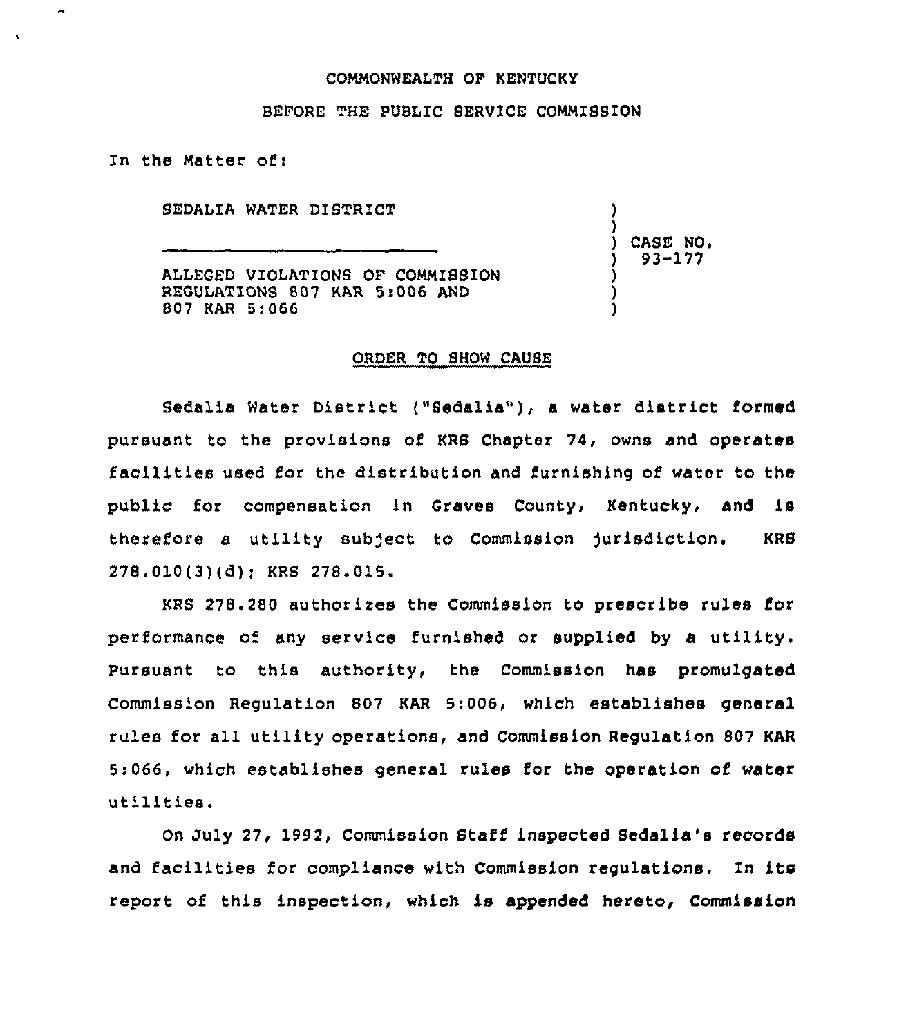COMMONWEALTH OF KENTUCKY

BEFORE THE PUBLIC SERVICE COMMISSION

In the Matter of:

| | | |
|---|---|---|
| SEDALIA WATER DISTRICT | ) | |
| | ) | CASE NO. |
| ALLEGED VIOLATIONS OF COMMISSION REGULATIONS 807 KAR 5:006 AND 807 KAR 5:066 | ) | 93-177 |

## ORDER TO SHOW CAUSE

Sedalia Water District ("Sedalia"), a water district formed pursuant to the provisions of KRS Chapter 74, owns and operates facilities used for the distribution and furnishing of water to the public for compensation in Graves County, Kentucky, and is therefore a utility subject to Commission jurisdiction. KRS 278.010(3)(d); KRS 278.015.

KRS 278.280 authorizes the Commission to prescribe rules for performance of any service furnished or supplied by a utility. Pursuant to this authority, the Commission has promulgated Commission Regulation 807 KAR 5:006, which establishes general rules for all utility operations, and Commission Regulation 807 KAR 5:066, which establishes general rules for the operation of water utilities.

On July 27, 1992, Commission Staff inspected Sedalia's records and facilities for compliance with Commission regulations. In its report of this inspection, which is appended hereto, Commission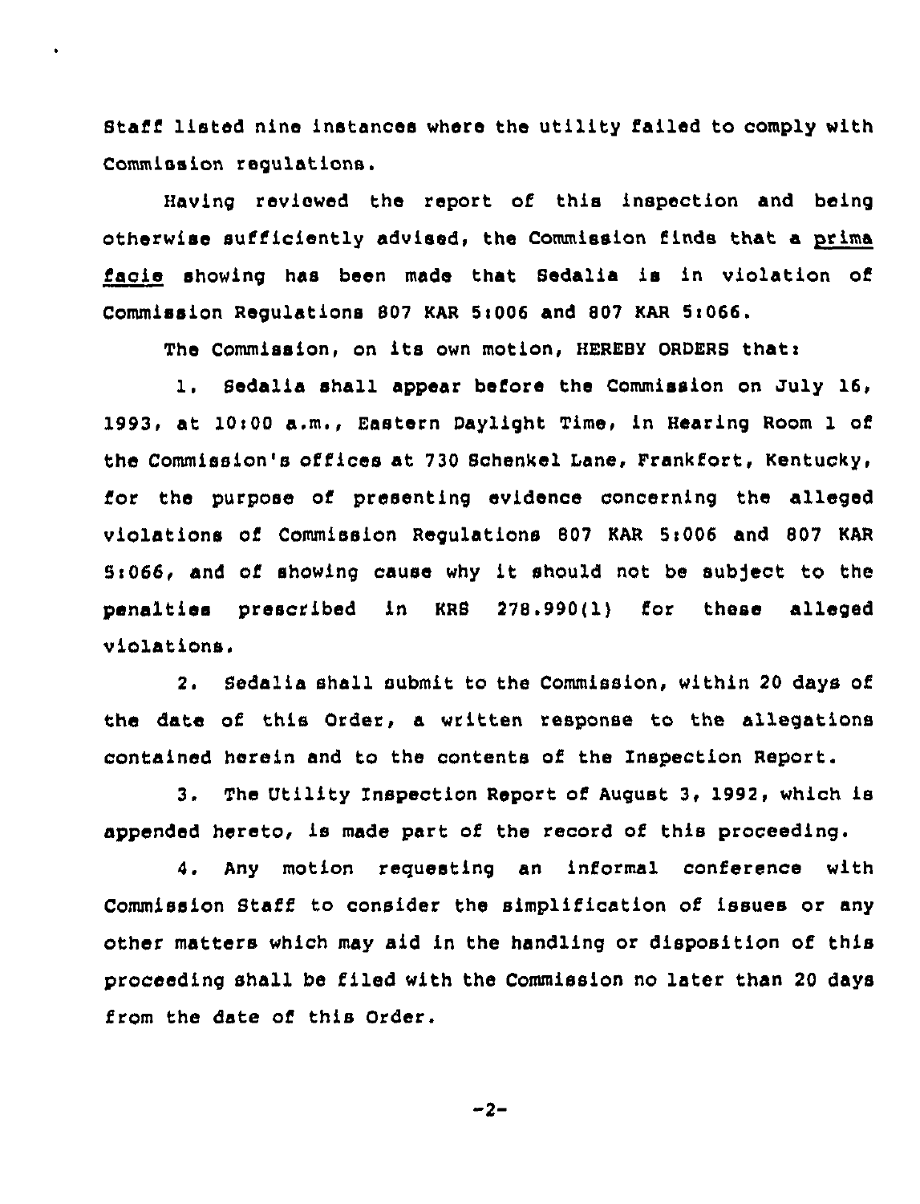Staff listed nine instances where the utility failed to comply with Commission regulations.

Having reviewed the report of this inspection and being otherwise sufficiently advised, the Commission finds that a *prima facie* showing has been made that Sedalia is in violation of Commission Regulations 807 KAR 5:006 and 807 KAR 5:066.

The Commission, on its own motion, HEREBY ORDERS that:

1. Sedalia shall appear before the Commission on July 16, 1993, at 10:00 a.m., Eastern Daylight Time, in Hearing Room 1 of the Commission's offices at 730 Schenkel Lane, Frankfort, Kentucky, for the purpose of presenting evidence concerning the alleged violations of Commission Regulations 807 KAR 5:006 and 807 KAR 5:066, and of showing cause why it should not be subject to the penalties prescribed in KRS 278.990(1) for these alleged violations.

2. Sedalia shall submit to the Commission, within 20 days of the date of this Order, a written response to the allegations contained herein and to the contents of the Inspection Report.

3. The Utility Inspection Report of August 3, 1992, which is appended hereto, is made part of the record of this proceeding.

4. Any motion requesting an informal conference with Commission Staff to consider the simplification of issues or any other matters which may aid in the handling or disposition of this proceeding shall be filed with the Commission no later than 20 days from the date of this Order.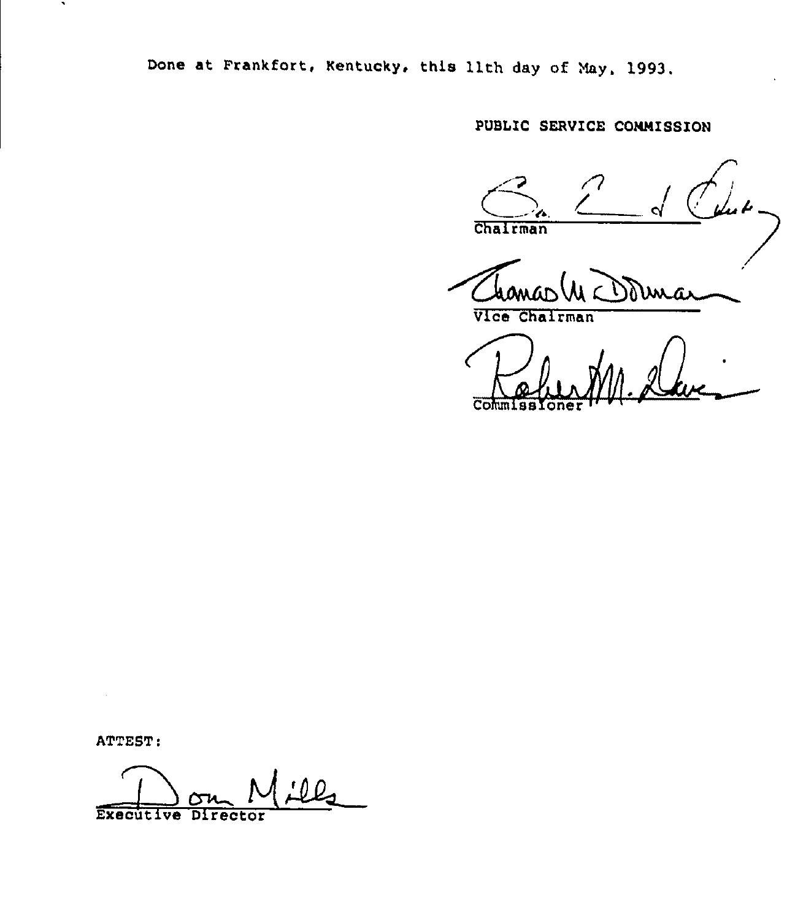Done at Frankfort, Kentucky, this 11th day of May, 1993.

PUBLIC SERVICE COMMISSION

Chairman

Vice Chairman

Commissioner

ATTEST:

Executive Director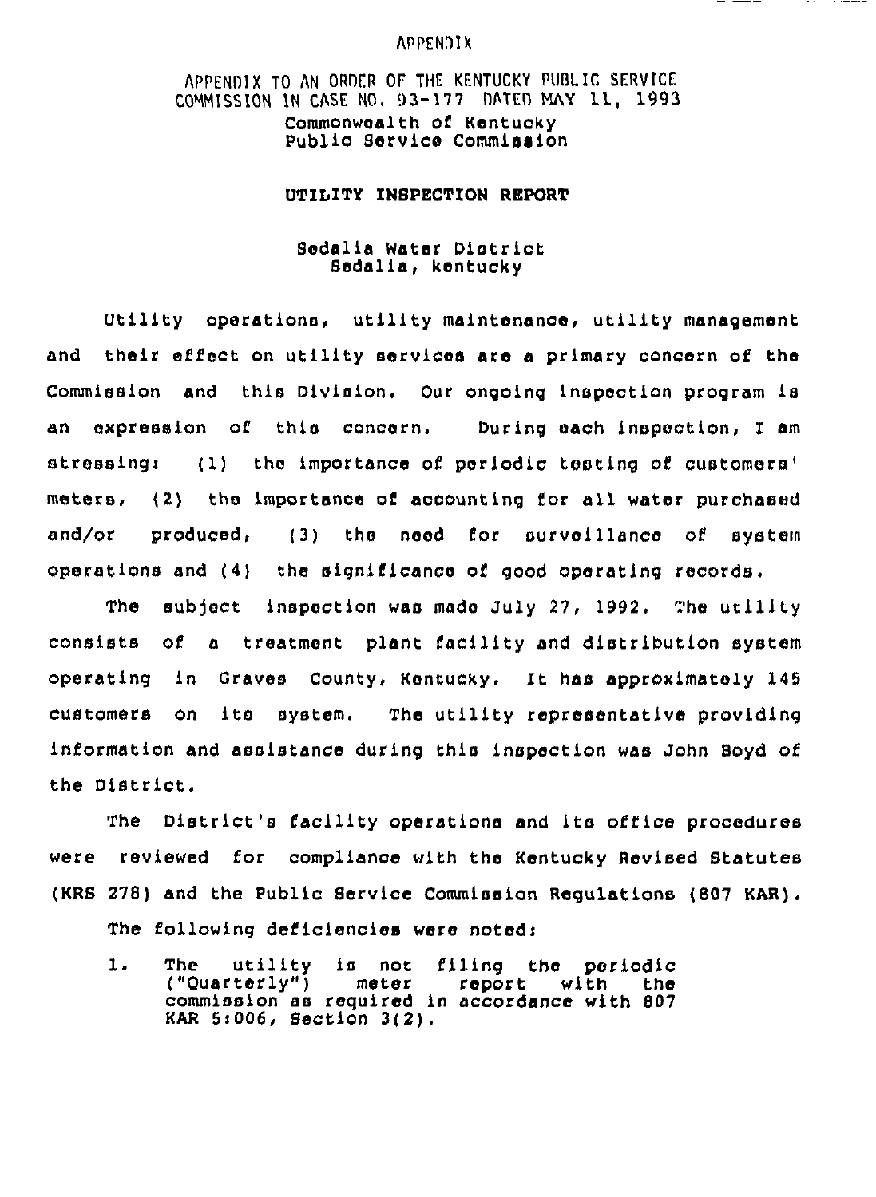APPENDIX

APPENDIX TO AN ORDER OF THE KENTUCKY PUBLIC SERVICE COMMISSION IN CASE NO. 93-177 DATED MAY 11, 1993

Commonwealth of Kentucky
Public Service Commission

## UTILITY INSPECTION REPORT

Sedalia Water District
Sedalia, kentucky

Utility operations, utility maintenance, utility management and their effect on utility services are a primary concern of the Commission and this Division. Our ongoing inspection program is an expression of this concern. During each inspection, I am stressing: (1) the importance of periodic testing of customers' meters, (2) the importance of accounting for all water purchased and/or produced, (3) the need for surveillance of system operations and (4) the significance of good operating records.

The subject inspection was made July 27, 1992. The utility consists of a treatment plant facility and distribution system operating in Graves County, Kentucky. It has approximately 145 customers on its system. The utility representative providing information and assistance during this inspection was John Boyd of the District.

The District's facility operations and its office procedures were reviewed for compliance with the Kentucky Revised Statutes (KRS 278) and the Public Service Commission Regulations (807 KAR).

The following deficiencies were noted:

1. The utility is not filing the periodic ("Quarterly") meter report with the commission as required in accordance with 807 KAR 5:006, Section 3(2).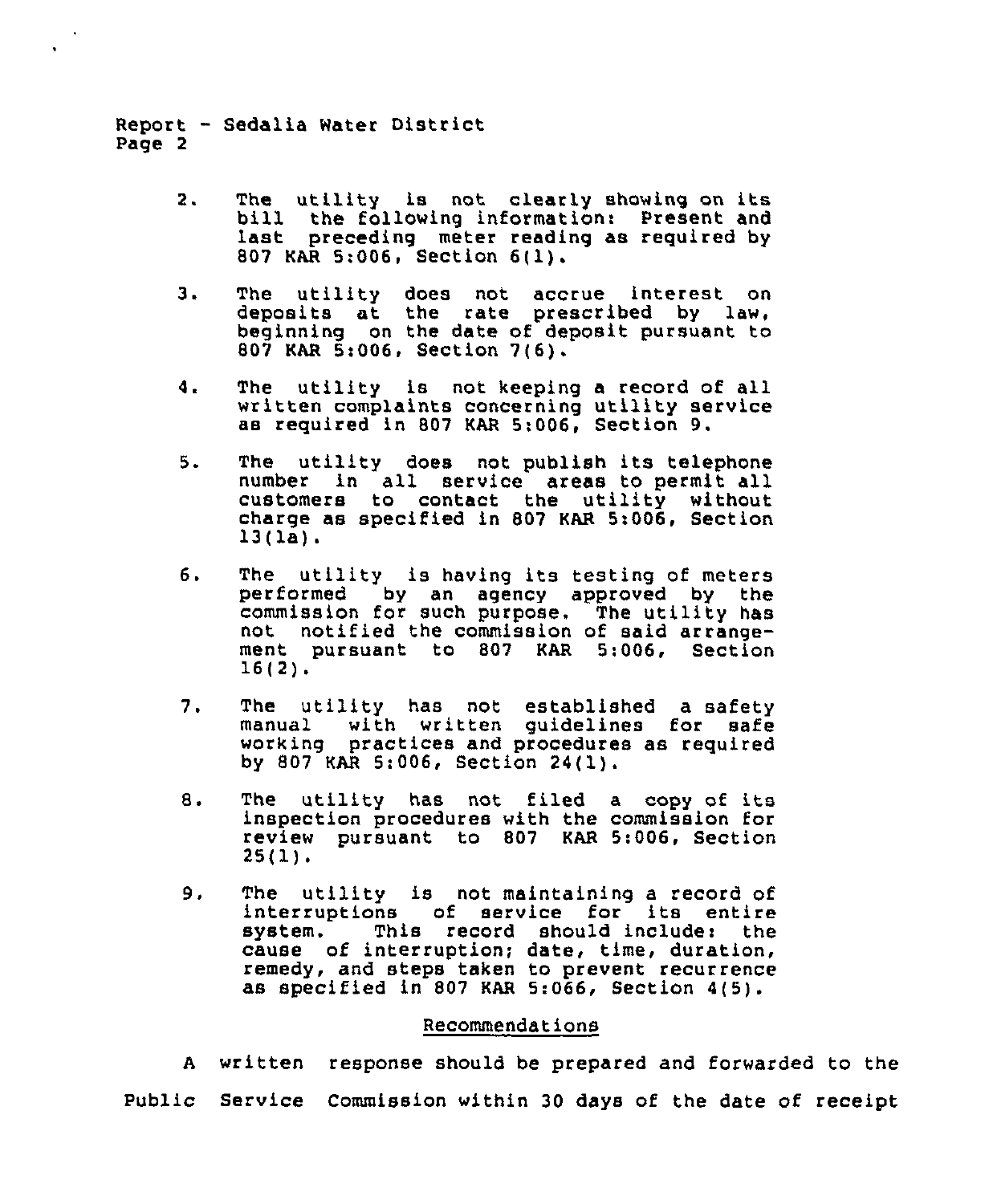2. The utility is not clearly showing on its bill the following information: Present and last preceding meter reading as required by 807 KAR 5:006, Section 6(1).

3. The utility does not accrue interest on deposits at the rate prescribed by law, beginning on the date of deposit pursuant to 807 KAR 5:006, Section 7(6).

4. The utility is not keeping a record of all written complaints concerning utility service as required in 807 KAR 5:006, Section 9.

5. The utility does not publish its telephone number in all service areas to permit all customers to contact the utility without charge as specified in 807 KAR 5:006, Section 13(1a).

6. The utility is having its testing of meters performed by an agency approved by the commission for such purpose. The utility has not notified the commission of said arrangement pursuant to 807 KAR 5:006, Section 16(2).

7. The utility has not established a safety manual with written guidelines for safe working practices and procedures as required by 807 KAR 5:006, Section 24(1).

8. The utility has not filed a copy of its inspection procedures with the commission for review pursuant to 807 KAR 5:006, Section 25(1).

9. The utility is not maintaining a record of interruptions of service for its entire system. This record should include: the cause of interruption; date, time, duration, remedy, and steps taken to prevent recurrence as specified in 807 KAR 5:066, Section 4(5).

## Recommendations

A written response should be prepared and forwarded to the Public Service Commission within 30 days of the date of receipt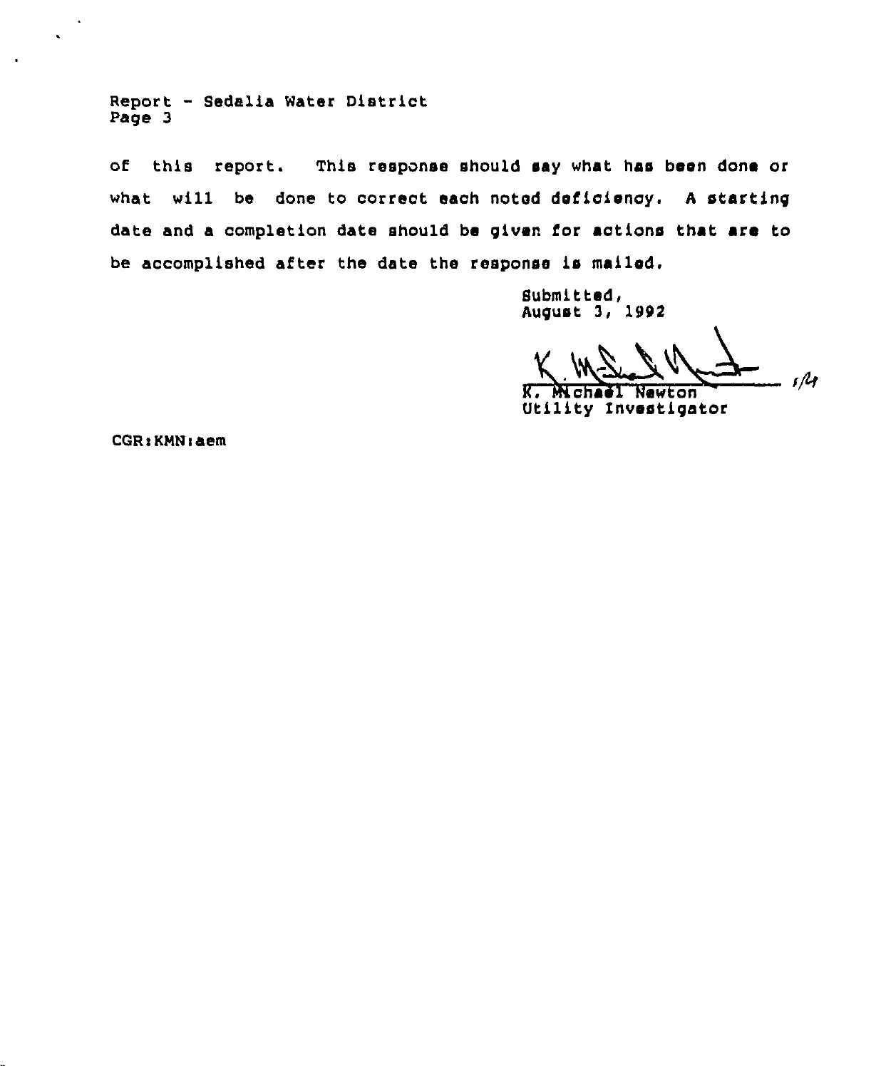of this report. This response should say what has been done or what will be done to correct each noted deficiency. A starting date and a completion date should be given for actions that are to be accomplished after the date the response is mailed.

Submitted,
August 3, 1992

K. Michael Newton
Utility Investigator

CGR:KMN:aem